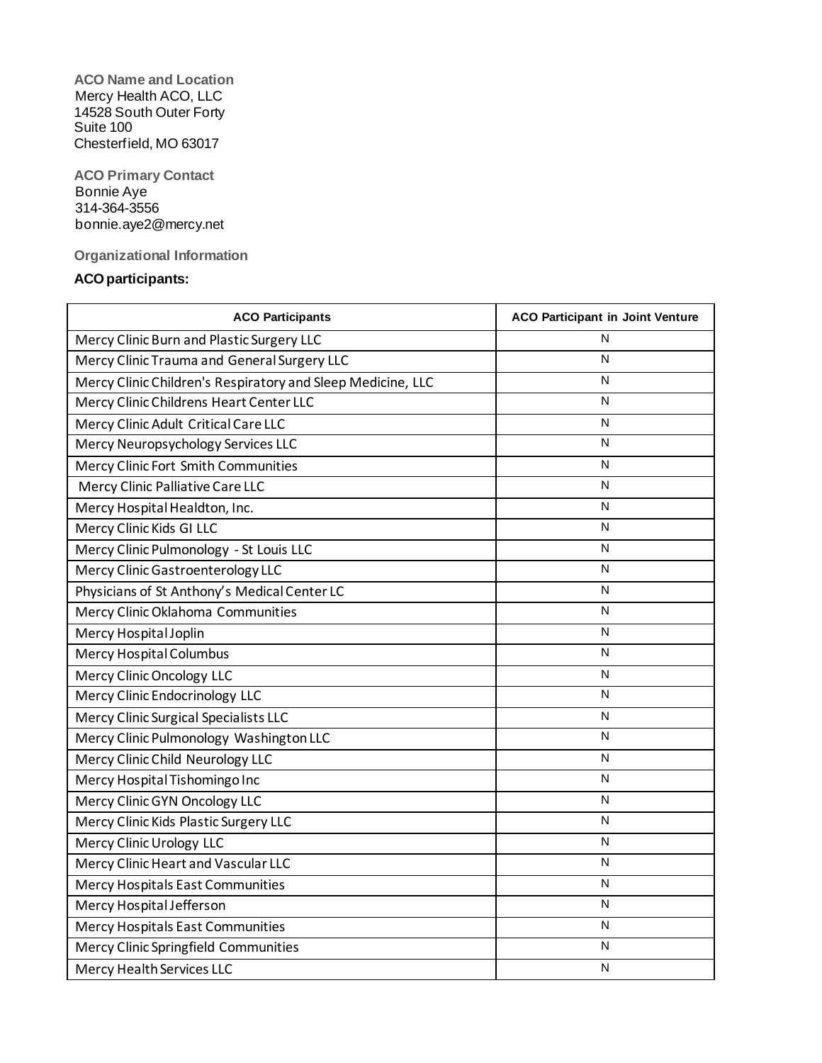**ACO Name and Location**
Mercy Health ACO, LLC
14528 South Outer Forty
Suite 100
Chesterfield, MO 63017

**ACO Primary Contact**
Bonnie Aye
314-364-3556
bonnie.aye2@mercy.net

**Organizational Information**

**ACO participants:**

| ACO Participants | ACO Participant in Joint Venture |
| --- | --- |
| Mercy Clinic Burn and Plastic Surgery LLC | N |
| Mercy Clinic Trauma and General Surgery LLC | N |
| Mercy Clinic Children's Respiratory and Sleep Medicine, LLC | N |
| Mercy Clinic Childrens Heart Center LLC | N |
| Mercy Clinic Adult Critical Care LLC | N |
| Mercy Neuropsychology Services LLC | N |
| Mercy Clinic Fort Smith Communities | N |
| Mercy Clinic Palliative Care LLC | N |
| Mercy Hospital Healdton, Inc. | N |
| Mercy Clinic Kids GI LLC | N |
| Mercy Clinic Pulmonology - St Louis LLC | N |
| Mercy Clinic Gastroenterology LLC | N |
| Physicians of St Anthony's Medical Center LC | N |
| Mercy Clinic Oklahoma Communities | N |
| Mercy Hospital Joplin | N |
| Mercy Hospital Columbus | N |
| Mercy Clinic Oncology LLC | N |
| Mercy Clinic Endocrinology LLC | N |
| Mercy Clinic Surgical Specialists LLC | N |
| Mercy Clinic Pulmonology Washington LLC | N |
| Mercy Clinic Child Neurology LLC | N |
| Mercy Hospital Tishomingo Inc | N |
| Mercy Clinic GYN Oncology LLC | N |
| Mercy Clinic Kids Plastic Surgery LLC | N |
| Mercy Clinic Urology LLC | N |
| Mercy Clinic Heart and Vascular LLC | N |
| Mercy Hospitals East Communities | N |
| Mercy Hospital Jefferson | N |
| Mercy Hospitals East Communities | N |
| Mercy Clinic Springfield Communities | N |
| Mercy Health Services LLC | N |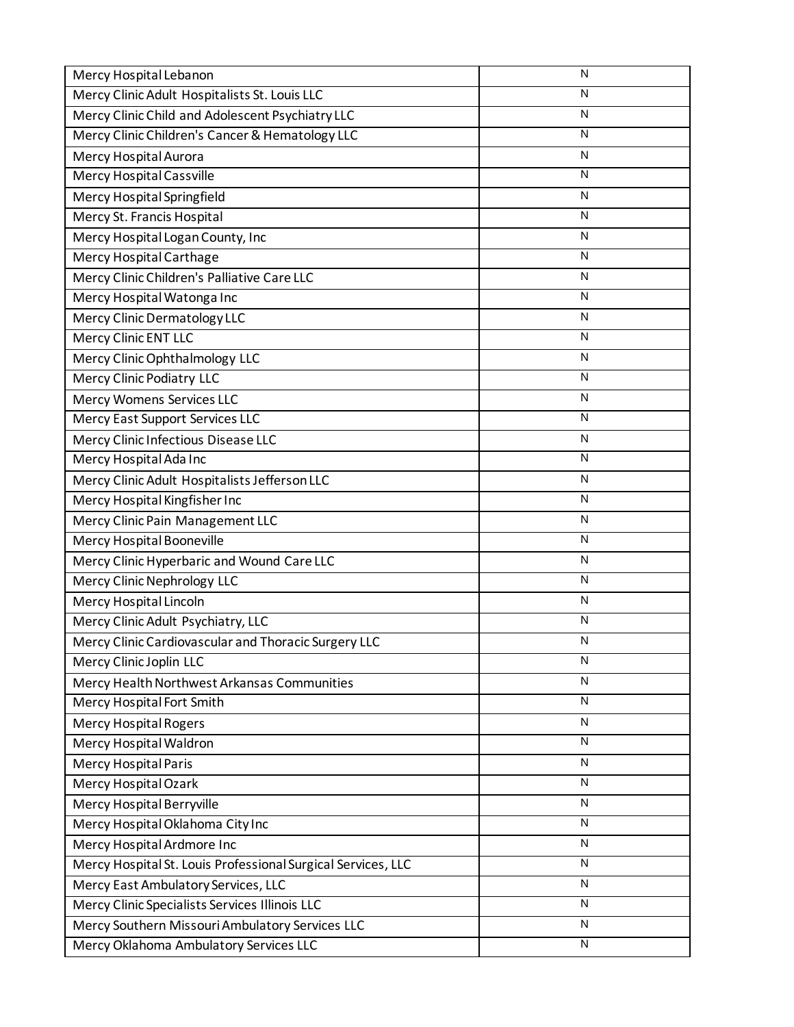| Mercy Hospital Lebanon | N |
|---|---|
| Mercy Clinic Adult Hospitalists St. Louis LLC | N |
| Mercy Clinic Child and Adolescent Psychiatry LLC | N |
| Mercy Clinic Children's Cancer & Hematology LLC | N |
| Mercy Hospital Aurora | N |
| Mercy Hospital Cassville | N |
| Mercy Hospital Springfield | N |
| Mercy St. Francis Hospital | N |
| Mercy Hospital Logan County, Inc | N |
| Mercy Hospital Carthage | N |
| Mercy Clinic Children's Palliative Care LLC | N |
| Mercy Hospital Watonga Inc | N |
| Mercy Clinic Dermatology LLC | N |
| Mercy Clinic ENT LLC | N |
| Mercy Clinic Ophthalmology LLC | N |
| Mercy Clinic Podiatry LLC | N |
| Mercy Womens Services LLC | N |
| Mercy East Support Services LLC | N |
| Mercy Clinic Infectious Disease LLC | N |
| Mercy Hospital Ada Inc | N |
| Mercy Clinic Adult Hospitalists Jefferson LLC | N |
| Mercy Hospital Kingfisher Inc | N |
| Mercy Clinic Pain Management LLC | N |
| Mercy Hospital Booneville | N |
| Mercy Clinic Hyperbaric and Wound Care LLC | N |
| Mercy Clinic Nephrology LLC | N |
| Mercy Hospital Lincoln | N |
| Mercy Clinic Adult Psychiatry, LLC | N |
| Mercy Clinic Cardiovascular and Thoracic Surgery LLC | N |
| Mercy Clinic Joplin LLC | N |
| Mercy Health Northwest Arkansas Communities | N |
| Mercy Hospital Fort Smith | N |
| Mercy Hospital Rogers | N |
| Mercy Hospital Waldron | N |
| Mercy Hospital Paris | N |
| Mercy Hospital Ozark | N |
| Mercy Hospital Berryville | N |
| Mercy Hospital Oklahoma City Inc | N |
| Mercy Hospital Ardmore Inc | N |
| Mercy Hospital St. Louis Professional Surgical Services, LLC | N |
| Mercy East Ambulatory Services, LLC | N |
| Mercy Clinic Specialists Services Illinois LLC | N |
| Mercy Southern Missouri Ambulatory Services LLC | N |
| Mercy Oklahoma Ambulatory Services LLC | N |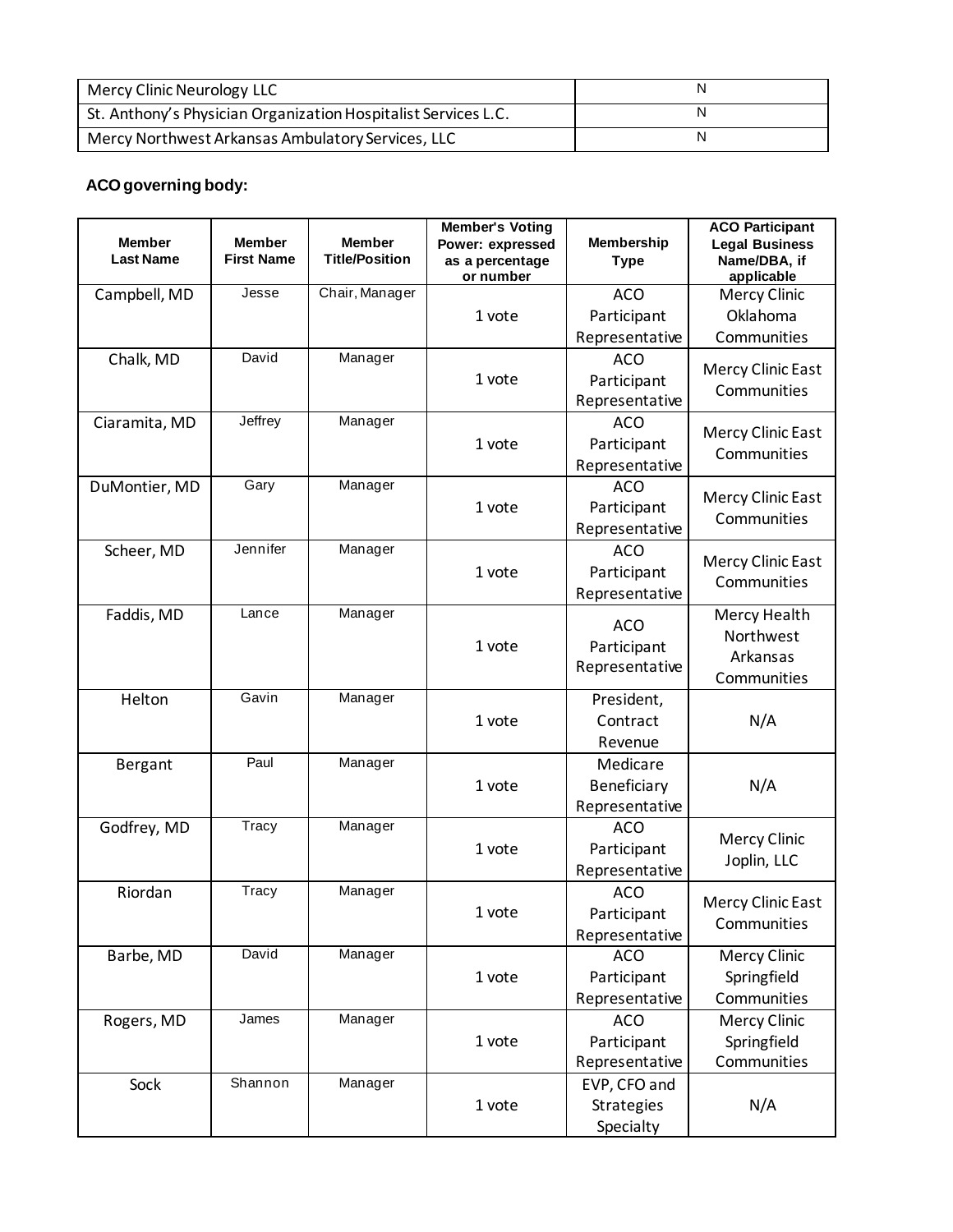| | |
|---|---|
| Mercy Clinic Neurology LLC | N |
| St. Anthony's Physician Organization Hospitalist Services L.C. | N |
| Mercy Northwest Arkansas Ambulatory Services, LLC | N |

**ACO governing body:**

| Member Last Name | Member First Name | Member Title/Position | Member's Voting Power: expressed as a percentage or number | Membership Type | ACO Participant Legal Business Name/DBA, if applicable |
|---|---|---|---|---|---|
| Campbell, MD | Jesse | Chair, Manager | 1 vote | ACO Participant Representative | Mercy Clinic Oklahoma Communities |
| Chalk, MD | David | Manager | 1 vote | ACO Participant Representative | Mercy Clinic East Communities |
| Ciaramita, MD | Jeffrey | Manager | 1 vote | ACO Participant Representative | Mercy Clinic East Communities |
| DuMontier, MD | Gary | Manager | 1 vote | ACO Participant Representative | Mercy Clinic East Communities |
| Scheer, MD | Jennifer | Manager | 1 vote | ACO Participant Representative | Mercy Clinic East Communities |
| Faddis, MD | Lance | Manager | 1 vote | ACO Participant Representative | Mercy Health Northwest Arkansas Communities |
| Helton | Gavin | Manager | 1 vote | President, Contract Revenue | N/A |
| Bergant | Paul | Manager | 1 vote | Medicare Beneficiary Representative | N/A |
| Godfrey, MD | Tracy | Manager | 1 vote | ACO Participant Representative | Mercy Clinic Joplin, LLC |
| Riordan | Tracy | Manager | 1 vote | ACO Participant Representative | Mercy Clinic East Communities |
| Barbe, MD | David | Manager | 1 vote | ACO Participant Representative | Mercy Clinic Springfield Communities |
| Rogers, MD | James | Manager | 1 vote | ACO Participant Representative | Mercy Clinic Springfield Communities |
| Sock | Shannon | Manager | 1 vote | EVP, CFO and Strategies Specialty | N/A |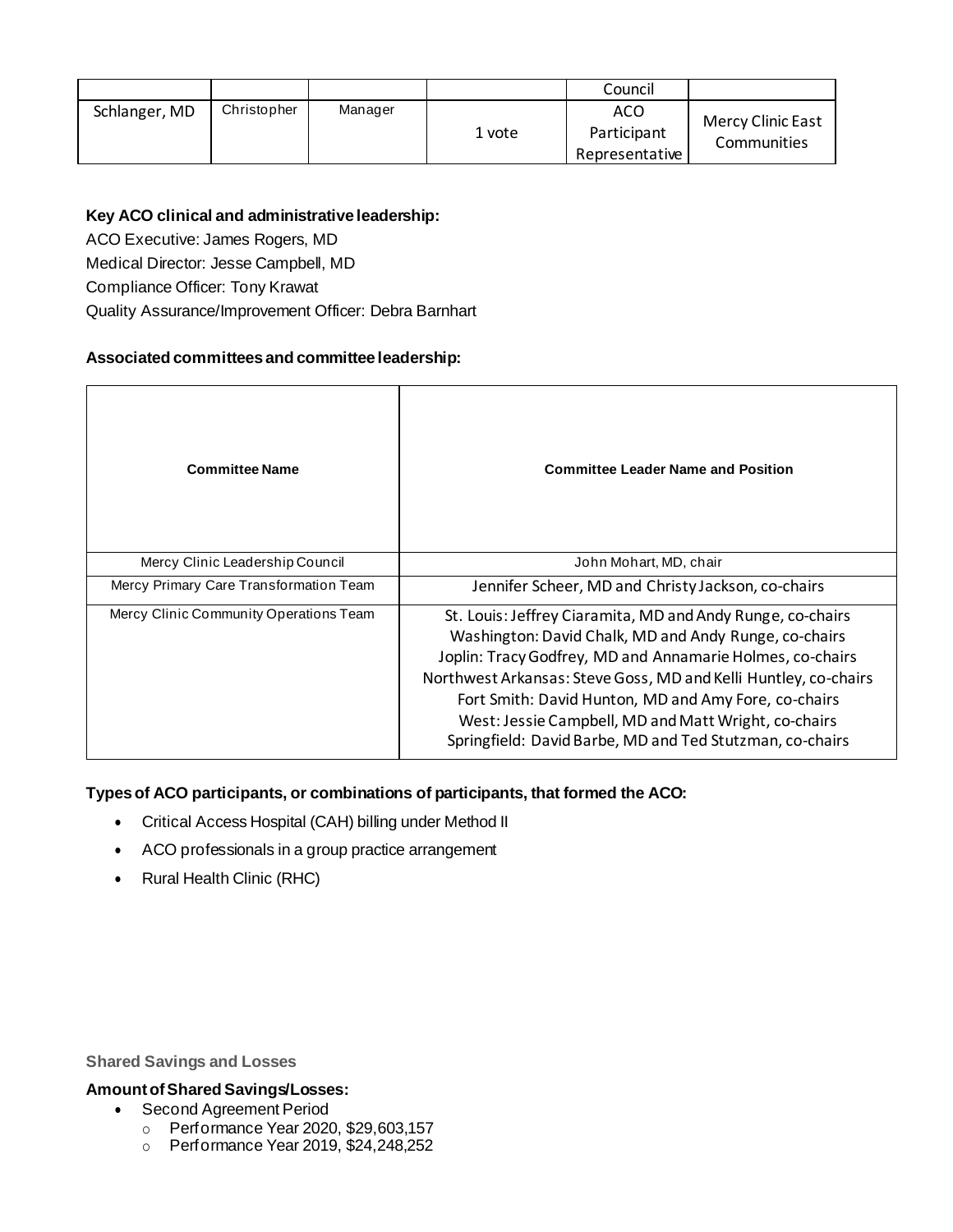| | | | | Council | |
|---|---|---|---|---|---|
| Schlanger, MD | Christopher | Manager | 1 vote | ACO Participant Representative | Mercy Clinic East Communities |

**Key ACO clinical and administrative leadership:**

ACO Executive: James Rogers, MD
Medical Director: Jesse Campbell, MD
Compliance Officer: Tony Krawat
Quality Assurance/Improvement Officer: Debra Barnhart

**Associated committees and committee leadership:**

| Committee Name | Committee Leader Name and Position |
|---|---|
| Mercy Clinic Leadership Council | John Mohart, MD, chair |
| Mercy Primary Care Transformation Team | Jennifer Scheer, MD and Christy Jackson, co-chairs |
| Mercy Clinic Community Operations Team | St. Louis: Jeffrey Ciaramita, MD and Andy Runge, co-chairs<br>Washington: David Chalk, MD and Andy Runge, co-chairs<br>Joplin: Tracy Godfrey, MD and Annamarie Holmes, co-chairs<br>Northwest Arkansas: Steve Goss, MD and Kelli Huntley, co-chairs<br>Fort Smith: David Hunton, MD and Amy Fore, co-chairs<br>West: Jessie Campbell, MD and Matt Wright, co-chairs<br>Springfield: David Barbe, MD and Ted Stutzman, co-chairs |

**Types of ACO participants, or combinations of participants, that formed the ACO:**

- Critical Access Hospital (CAH) billing under Method II
- ACO professionals in a group practice arrangement
- Rural Health Clinic (RHC)

**Shared Savings and Losses**

**Amount of Shared Savings/Losses:**

- Second Agreement Period
  - Performance Year 2020, $29,603,157
  - Performance Year 2019, $24,248,252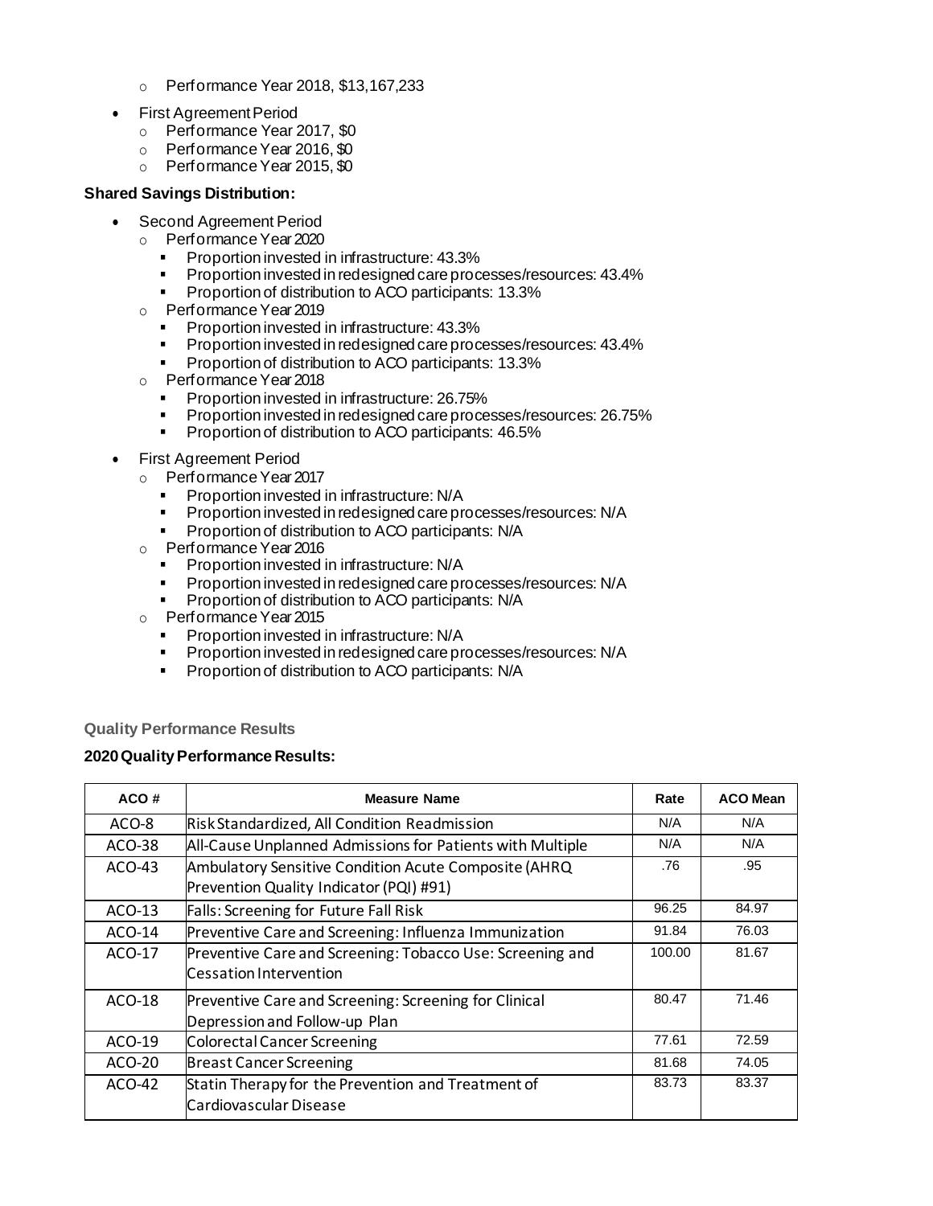- Performance Year 2018, $13,167,233
- First Agreement Period
  - Performance Year 2017, $0
  - Performance Year 2016, $0
  - Performance Year 2015, $0

**Shared Savings Distribution:**

- Second Agreement Period
  - Performance Year 2020
    - Proportion invested in infrastructure: 43.3%
    - Proportion invested in redesigned care processes/resources: 43.4%
    - Proportion of distribution to ACO participants: 13.3%
  - Performance Year 2019
    - Proportion invested in infrastructure: 43.3%
    - Proportion invested in redesigned care processes/resources: 43.4%
    - Proportion of distribution to ACO participants: 13.3%
  - Performance Year 2018
    - Proportion invested in infrastructure: 26.75%
    - Proportion invested in redesigned care processes/resources: 26.75%
    - Proportion of distribution to ACO participants: 46.5%
- First Agreement Period
  - Performance Year 2017
    - Proportion invested in infrastructure: N/A
    - Proportion invested in redesigned care processes/resources: N/A
    - Proportion of distribution to ACO participants: N/A
  - Performance Year 2016
    - Proportion invested in infrastructure: N/A
    - Proportion invested in redesigned care processes/resources: N/A
    - Proportion of distribution to ACO participants: N/A
  - Performance Year 2015
    - Proportion invested in infrastructure: N/A
    - Proportion invested in redesigned care processes/resources: N/A
    - Proportion of distribution to ACO participants: N/A

## Quality Performance Results

**2020 Quality Performance Results:**

| ACO # | Measure Name | Rate | ACO Mean |
|---|---|---|---|
| ACO-8 | Risk Standardized, All Condition Readmission | N/A | N/A |
| ACO-38 | All-Cause Unplanned Admissions for Patients with Multiple | N/A | N/A |
| ACO-43 | Ambulatory Sensitive Condition Acute Composite (AHRQ Prevention Quality Indicator (PQI) #91) | .76 | .95 |
| ACO-13 | Falls: Screening for Future Fall Risk | 96.25 | 84.97 |
| ACO-14 | Preventive Care and Screening: Influenza Immunization | 91.84 | 76.03 |
| ACO-17 | Preventive Care and Screening: Tobacco Use: Screening and Cessation Intervention | 100.00 | 81.67 |
| ACO-18 | Preventive Care and Screening: Screening for Clinical Depression and Follow-up Plan | 80.47 | 71.46 |
| ACO-19 | Colorectal Cancer Screening | 77.61 | 72.59 |
| ACO-20 | Breast Cancer Screening | 81.68 | 74.05 |
| ACO-42 | Statin Therapy for the Prevention and Treatment of Cardiovascular Disease | 83.73 | 83.37 |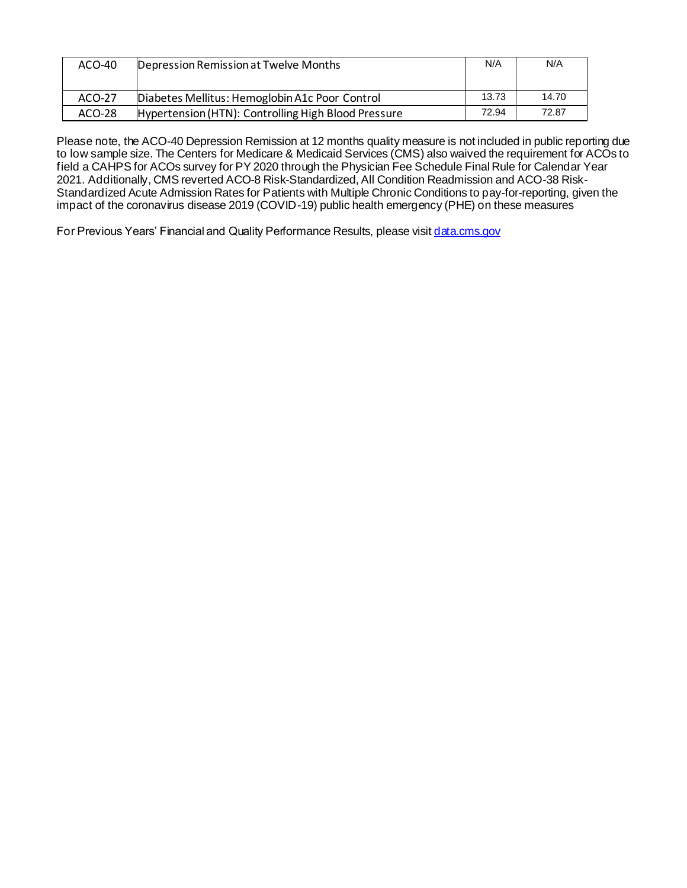| | | | |
|---|---|---|---|
| ACO-40 | Depression Remission at Twelve Months | N/A | N/A |
| ACO-27 | Diabetes Mellitus: Hemoglobin A1c Poor Control | 13.73 | 14.70 |
| ACO-28 | Hypertension (HTN): Controlling High Blood Pressure | 72.94 | 72.87 |

Please note, the ACO-40 Depression Remission at 12 months quality measure is not included in public reporting due to low sample size. The Centers for Medicare & Medicaid Services (CMS) also waived the requirement for ACOs to field a CAHPS for ACOs survey for PY 2020 through the Physician Fee Schedule Final Rule for Calendar Year 2021. Additionally, CMS reverted ACO-8 Risk-Standardized, All Condition Readmission and ACO-38 Risk-Standardized Acute Admission Rates for Patients with Multiple Chronic Conditions to pay-for-reporting, given the impact of the coronavirus disease 2019 (COVID-19) public health emergency (PHE) on these measures

For Previous Years' Financial and Quality Performance Results, please visit [data.cms.gov](data.cms.gov)